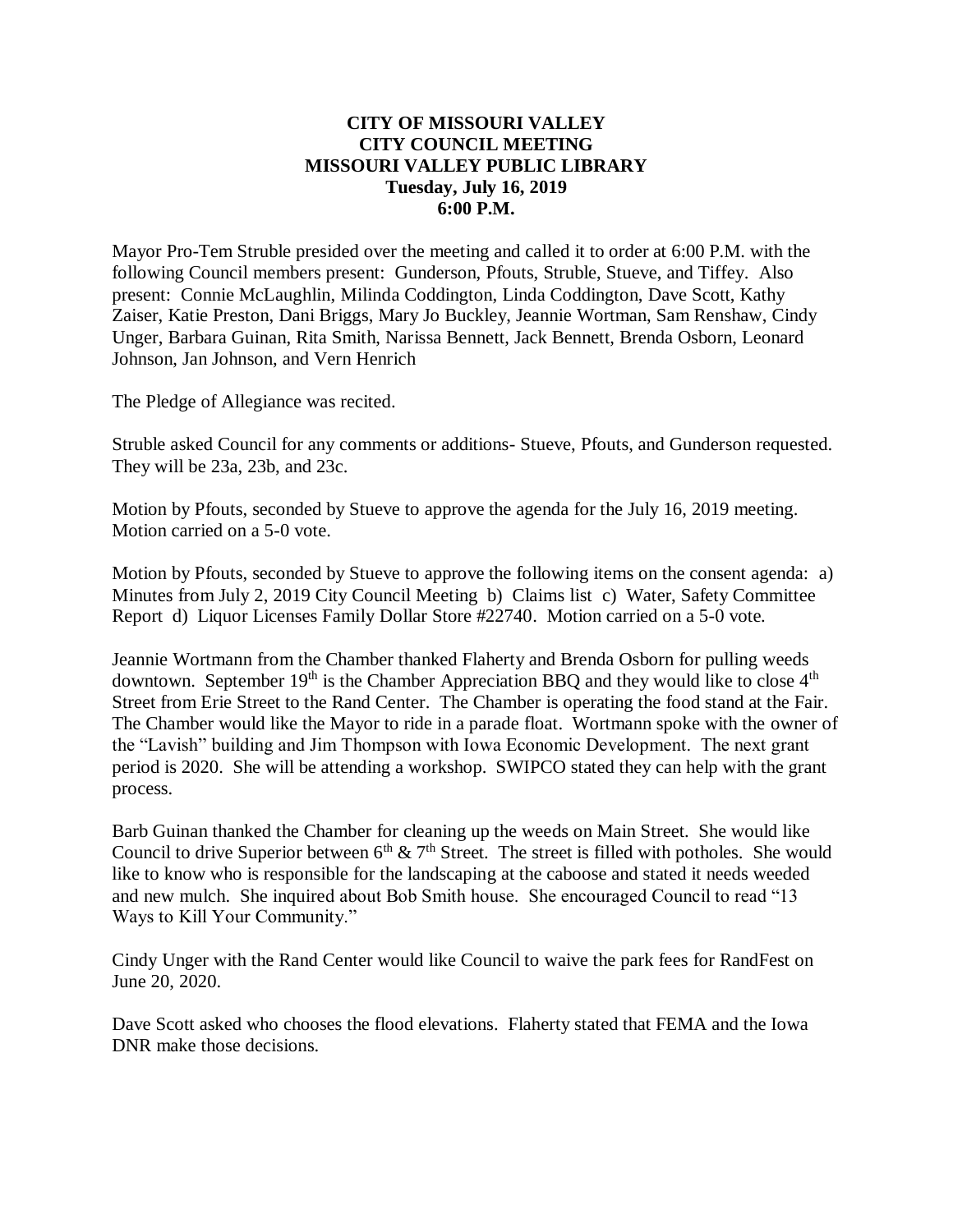**CITY OF MISSOURI VALLEY**
**CITY COUNCIL MEETING**
**MISSOURI VALLEY PUBLIC LIBRARY**
**Tuesday, July 16, 2019**
**6:00 P.M.**

Mayor Pro-Tem Struble presided over the meeting and called it to order at 6:00 P.M. with the following Council members present: Gunderson, Pfouts, Struble, Stueve, and Tiffey. Also present: Connie McLaughlin, Milinda Coddington, Linda Coddington, Dave Scott, Kathy Zaiser, Katie Preston, Dani Briggs, Mary Jo Buckley, Jeannie Wortman, Sam Renshaw, Cindy Unger, Barbara Guinan, Rita Smith, Narissa Bennett, Jack Bennett, Brenda Osborn, Leonard Johnson, Jan Johnson, and Vern Henrich

The Pledge of Allegiance was recited.

Struble asked Council for any comments or additions- Stueve, Pfouts, and Gunderson requested. They will be 23a, 23b, and 23c.

Motion by Pfouts, seconded by Stueve to approve the agenda for the July 16, 2019 meeting. Motion carried on a 5-0 vote.

Motion by Pfouts, seconded by Stueve to approve the following items on the consent agenda: a) Minutes from July 2, 2019 City Council Meeting b) Claims list c) Water, Safety Committee Report d) Liquor Licenses Family Dollar Store #22740. Motion carried on a 5-0 vote.

Jeannie Wortmann from the Chamber thanked Flaherty and Brenda Osborn for pulling weeds downtown. September 19th is the Chamber Appreciation BBQ and they would like to close 4th Street from Erie Street to the Rand Center. The Chamber is operating the food stand at the Fair. The Chamber would like the Mayor to ride in a parade float. Wortmann spoke with the owner of the "Lavish" building and Jim Thompson with Iowa Economic Development. The next grant period is 2020. She will be attending a workshop. SWIPCO stated they can help with the grant process.

Barb Guinan thanked the Chamber for cleaning up the weeds on Main Street. She would like Council to drive Superior between 6th & 7th Street. The street is filled with potholes. She would like to know who is responsible for the landscaping at the caboose and stated it needs weeded and new mulch. She inquired about Bob Smith house. She encouraged Council to read "13 Ways to Kill Your Community."

Cindy Unger with the Rand Center would like Council to waive the park fees for RandFest on June 20, 2020.

Dave Scott asked who chooses the flood elevations. Flaherty stated that FEMA and the Iowa DNR make those decisions.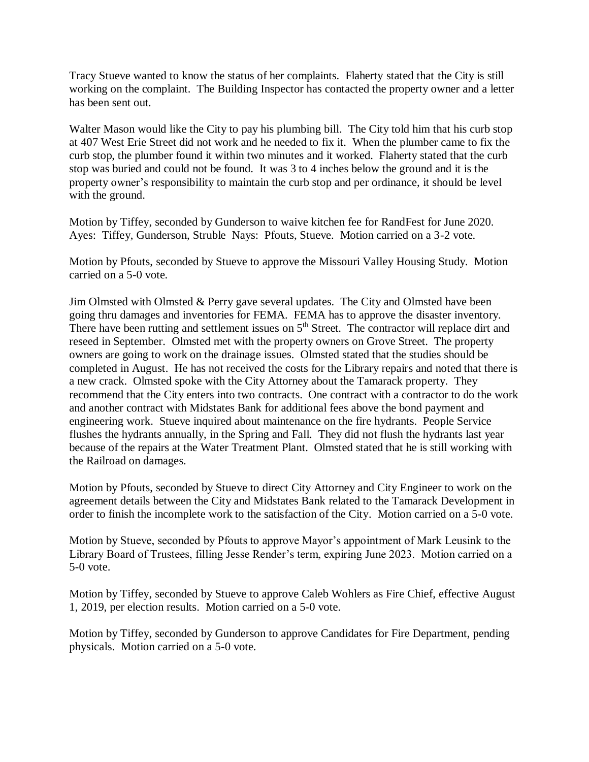Tracy Stueve wanted to know the status of her complaints. Flaherty stated that the City is still working on the complaint. The Building Inspector has contacted the property owner and a letter has been sent out.

Walter Mason would like the City to pay his plumbing bill. The City told him that his curb stop at 407 West Erie Street did not work and he needed to fix it. When the plumber came to fix the curb stop, the plumber found it within two minutes and it worked. Flaherty stated that the curb stop was buried and could not be found. It was 3 to 4 inches below the ground and it is the property owner's responsibility to maintain the curb stop and per ordinance, it should be level with the ground.

Motion by Tiffey, seconded by Gunderson to waive kitchen fee for RandFest for June 2020. Ayes: Tiffey, Gunderson, Struble Nays: Pfouts, Stueve. Motion carried on a 3-2 vote.

Motion by Pfouts, seconded by Stueve to approve the Missouri Valley Housing Study. Motion carried on a 5-0 vote.

Jim Olmsted with Olmsted & Perry gave several updates. The City and Olmsted have been going thru damages and inventories for FEMA. FEMA has to approve the disaster inventory. There have been rutting and settlement issues on 5th Street. The contractor will replace dirt and reseed in September. Olmsted met with the property owners on Grove Street. The property owners are going to work on the drainage issues. Olmsted stated that the studies should be completed in August. He has not received the costs for the Library repairs and noted that there is a new crack. Olmsted spoke with the City Attorney about the Tamarack property. They recommend that the City enters into two contracts. One contract with a contractor to do the work and another contract with Midstates Bank for additional fees above the bond payment and engineering work. Stueve inquired about maintenance on the fire hydrants. People Service flushes the hydrants annually, in the Spring and Fall. They did not flush the hydrants last year because of the repairs at the Water Treatment Plant. Olmsted stated that he is still working with the Railroad on damages.

Motion by Pfouts, seconded by Stueve to direct City Attorney and City Engineer to work on the agreement details between the City and Midstates Bank related to the Tamarack Development in order to finish the incomplete work to the satisfaction of the City. Motion carried on a 5-0 vote.

Motion by Stueve, seconded by Pfouts to approve Mayor's appointment of Mark Leusink to the Library Board of Trustees, filling Jesse Render's term, expiring June 2023. Motion carried on a 5-0 vote.

Motion by Tiffey, seconded by Stueve to approve Caleb Wohlers as Fire Chief, effective August 1, 2019, per election results. Motion carried on a 5-0 vote.

Motion by Tiffey, seconded by Gunderson to approve Candidates for Fire Department, pending physicals. Motion carried on a 5-0 vote.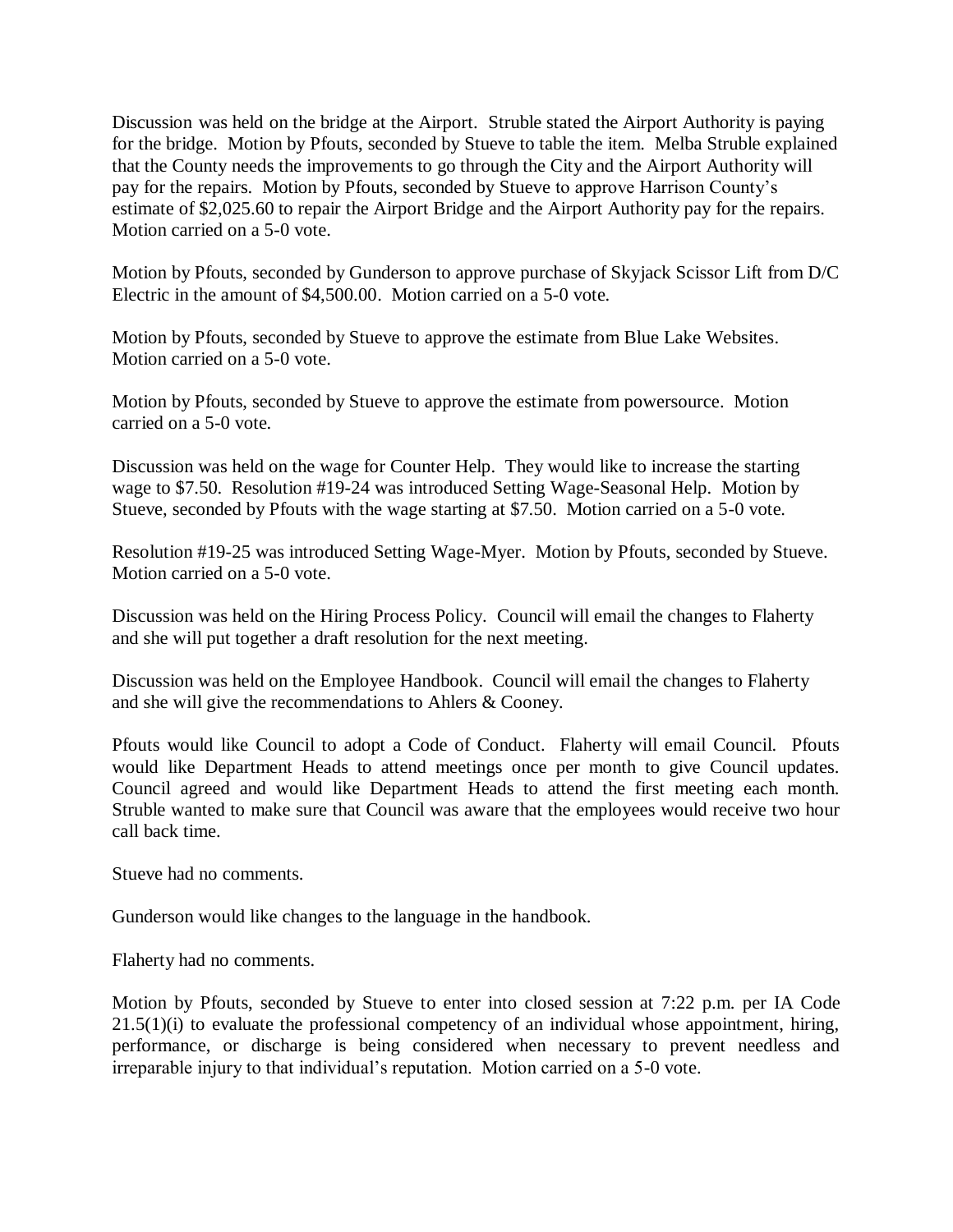Discussion was held on the bridge at the Airport. Struble stated the Airport Authority is paying for the bridge. Motion by Pfouts, seconded by Stueve to table the item. Melba Struble explained that the County needs the improvements to go through the City and the Airport Authority will pay for the repairs. Motion by Pfouts, seconded by Stueve to approve Harrison County's estimate of $2,025.60 to repair the Airport Bridge and the Airport Authority pay for the repairs. Motion carried on a 5-0 vote.

Motion by Pfouts, seconded by Gunderson to approve purchase of Skyjack Scissor Lift from D/C Electric in the amount of $4,500.00. Motion carried on a 5-0 vote.

Motion by Pfouts, seconded by Stueve to approve the estimate from Blue Lake Websites. Motion carried on a 5-0 vote.

Motion by Pfouts, seconded by Stueve to approve the estimate from powersource. Motion carried on a 5-0 vote.

Discussion was held on the wage for Counter Help. They would like to increase the starting wage to $7.50. Resolution #19-24 was introduced Setting Wage-Seasonal Help. Motion by Stueve, seconded by Pfouts with the wage starting at $7.50. Motion carried on a 5-0 vote.

Resolution #19-25 was introduced Setting Wage-Myer. Motion by Pfouts, seconded by Stueve. Motion carried on a 5-0 vote.

Discussion was held on the Hiring Process Policy. Council will email the changes to Flaherty and she will put together a draft resolution for the next meeting.

Discussion was held on the Employee Handbook. Council will email the changes to Flaherty and she will give the recommendations to Ahlers & Cooney.

Pfouts would like Council to adopt a Code of Conduct. Flaherty will email Council. Pfouts would like Department Heads to attend meetings once per month to give Council updates. Council agreed and would like Department Heads to attend the first meeting each month. Struble wanted to make sure that Council was aware that the employees would receive two hour call back time.

Stueve had no comments.

Gunderson would like changes to the language in the handbook.

Flaherty had no comments.

Motion by Pfouts, seconded by Stueve to enter into closed session at 7:22 p.m. per IA Code 21.5(1)(i) to evaluate the professional competency of an individual whose appointment, hiring, performance, or discharge is being considered when necessary to prevent needless and irreparable injury to that individual's reputation. Motion carried on a 5-0 vote.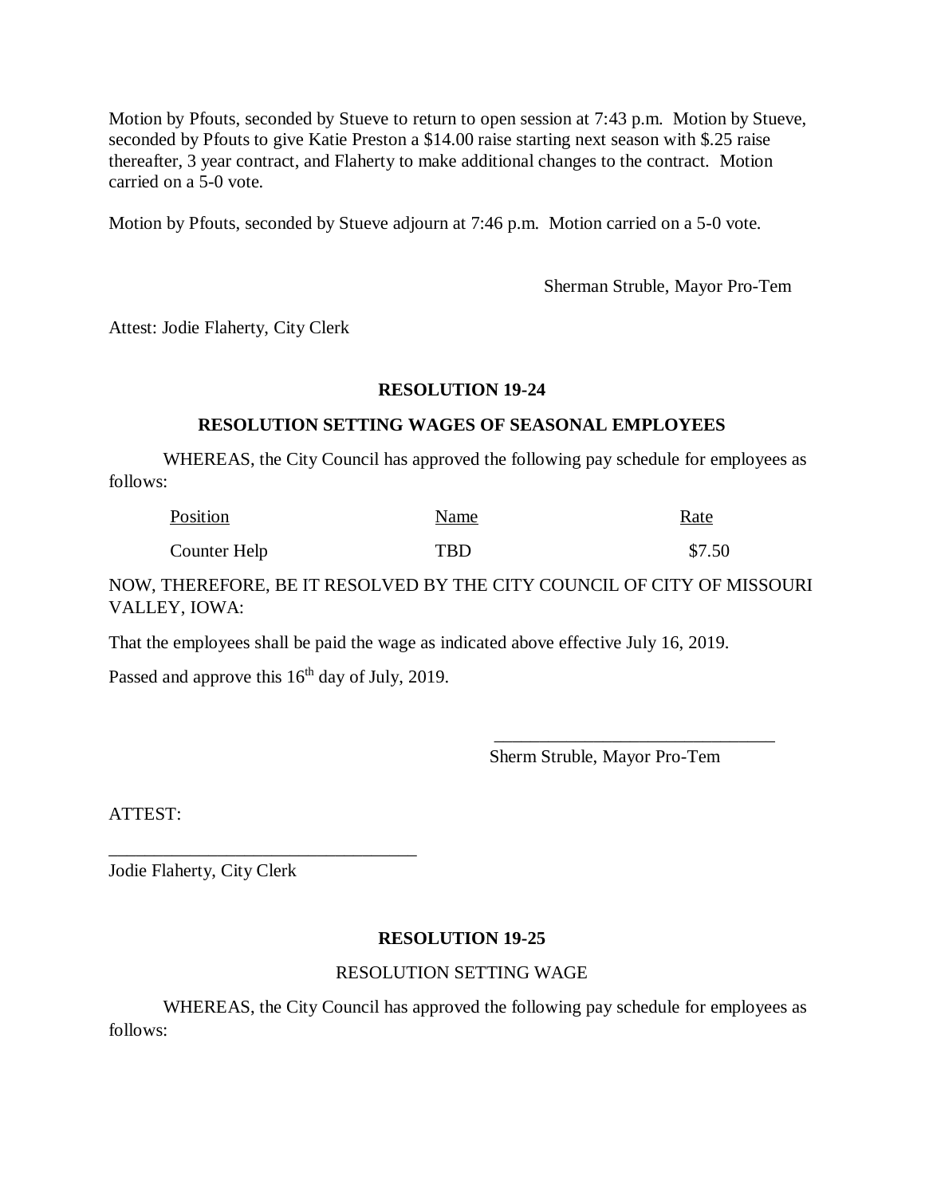Motion by Pfouts, seconded by Stueve to return to open session at 7:43 p.m. Motion by Stueve, seconded by Pfouts to give Katie Preston a $14.00 raise starting next season with $.25 raise thereafter, 3 year contract, and Flaherty to make additional changes to the contract. Motion carried on a 5-0 vote.

Motion by Pfouts, seconded by Stueve adjourn at 7:46 p.m. Motion carried on a 5-0 vote.

Sherman Struble, Mayor Pro-Tem

Attest: Jodie Flaherty, City Clerk

**RESOLUTION 19-24**

**RESOLUTION SETTING WAGES OF SEASONAL EMPLOYEES**

WHEREAS, the City Council has approved the following pay schedule for employees as follows:

| Position | Name | Rate |
|---|---|---|
| Counter Help | TBD | $7.50 |

NOW, THEREFORE, BE IT RESOLVED BY THE CITY COUNCIL OF CITY OF MISSOURI VALLEY, IOWA:

That the employees shall be paid the wage as indicated above effective July 16, 2019.

Passed and approve this 16th day of July, 2019.

\_\_\_\_\_\_\_\_\_\_\_\_\_\_\_\_\_\_\_\_\_\_\_\_\_\_\_\_\_\_\_\_
Sherm Struble, Mayor Pro-Tem

ATTEST:

\_\_\_\_\_\_\_\_\_\_\_\_\_\_\_\_\_\_\_\_\_\_\_\_\_\_\_\_\_\_\_\_\_\_\_
Jodie Flaherty, City Clerk

**RESOLUTION 19-25**

RESOLUTION SETTING WAGE

WHEREAS, the City Council has approved the following pay schedule for employees as follows: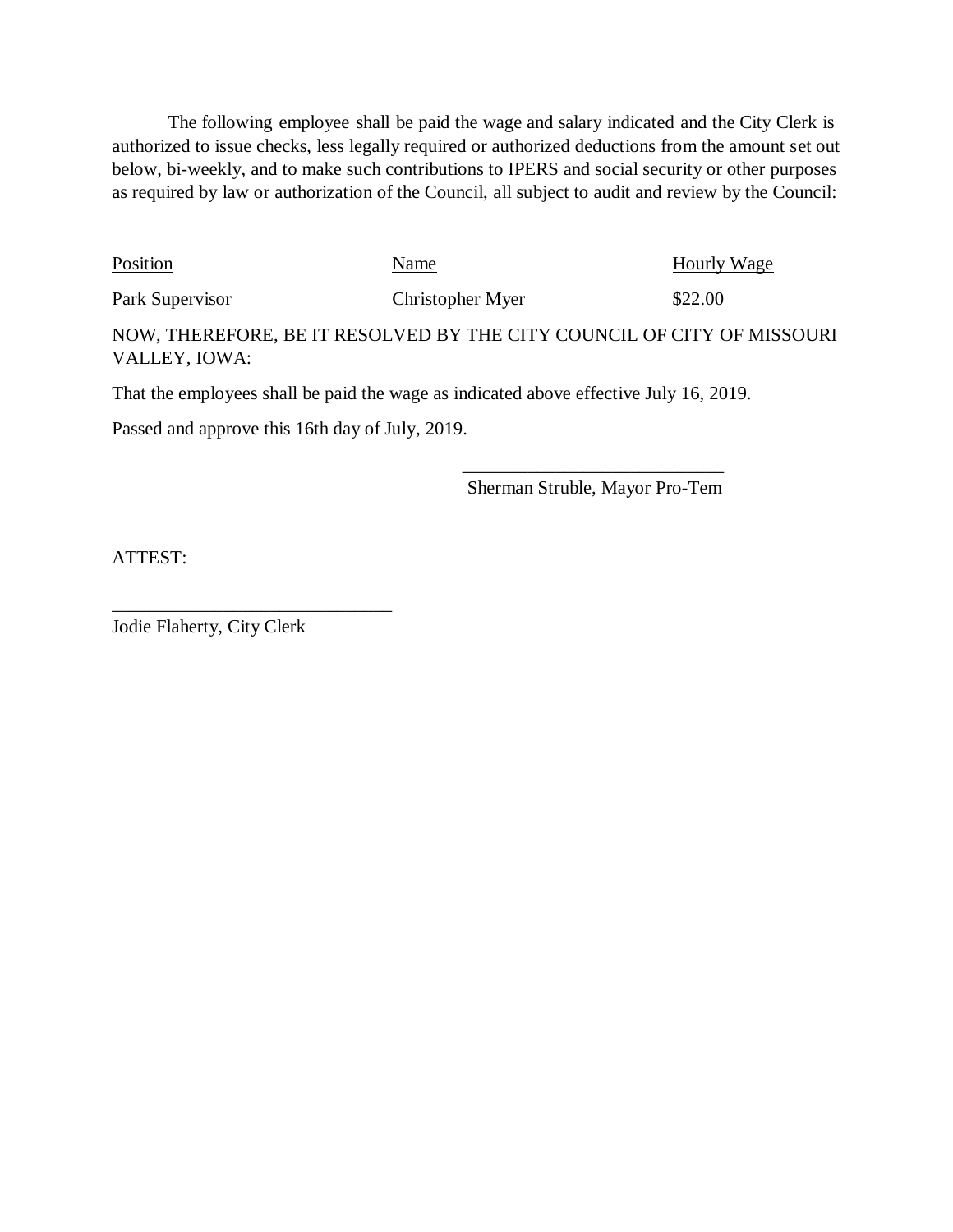The following employee shall be paid the wage and salary indicated and the City Clerk is authorized to issue checks, less legally required or authorized deductions from the amount set out below, bi-weekly, and to make such contributions to IPERS and social security or other purposes as required by law or authorization of the Council, all subject to audit and review by the Council:

| Position | Name | Hourly Wage |
|---|---|---|
| Park Supervisor | Christopher Myer | $22.00 |

NOW, THEREFORE, BE IT RESOLVED BY THE CITY COUNCIL OF CITY OF MISSOURI VALLEY, IOWA:

That the employees shall be paid the wage as indicated above effective July 16, 2019.

Passed and approve this 16th day of July, 2019.

\_\_\_\_\_\_\_\_\_\_\_\_\_\_\_\_\_\_\_\_\_\_\_\_\_\_\_\_
Sherman Struble, Mayor Pro-Tem

ATTEST:

\_\_\_\_\_\_\_\_\_\_\_\_\_\_\_\_\_\_\_\_\_\_\_\_\_\_\_\_
Jodie Flaherty, City Clerk